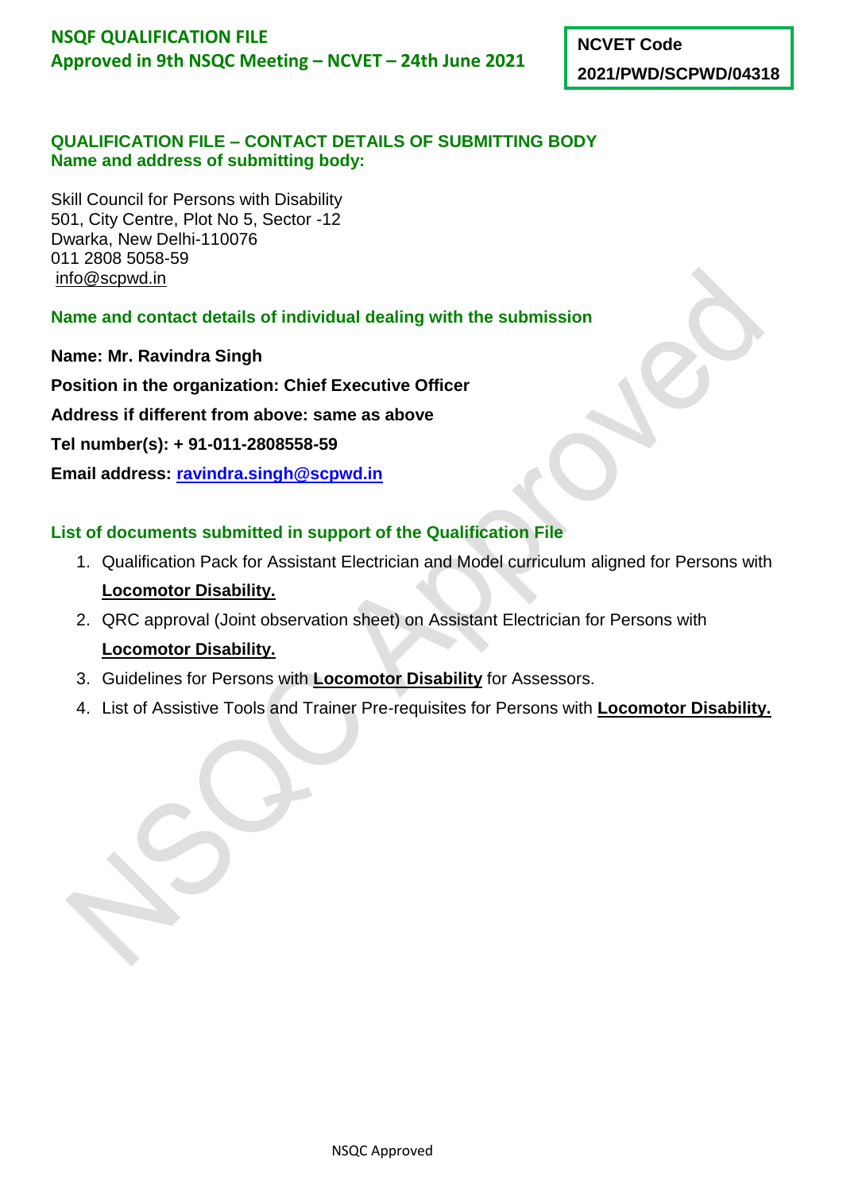**NSQF QUALIFICATION FILE**
**Approved in 9th NSQC Meeting – NCVET – 24th June 2021**

| NCVET Code |
| --- |
| 2021/PWD/SCPWD/04318 |

## QUALIFICATION FILE – CONTACT DETAILS OF SUBMITTING BODY

### Name and address of submitting body:

Skill Council for Persons with Disability
501, City Centre, Plot No 5, Sector -12
Dwarka, New Delhi-110076
011 2808 5058-59
info@scpwd.in

### Name and contact details of individual dealing with the submission

**Name: Mr. Ravindra Singh**

**Position in the organization: Chief Executive Officer**

**Address if different from above: same as above**

**Tel number(s): + 91-011-2808558-59**

**Email address: ravindra.singh@scpwd.in**

### List of documents submitted in support of the Qualification File

1. Qualification Pack for Assistant Electrician and Model curriculum aligned for Persons with **Locomotor Disability.**
2. QRC approval (Joint observation sheet) on Assistant Electrician for Persons with **Locomotor Disability.**
3. Guidelines for Persons with **Locomotor Disability** for Assessors.
4. List of Assistive Tools and Trainer Pre-requisites for Persons with **Locomotor Disability.**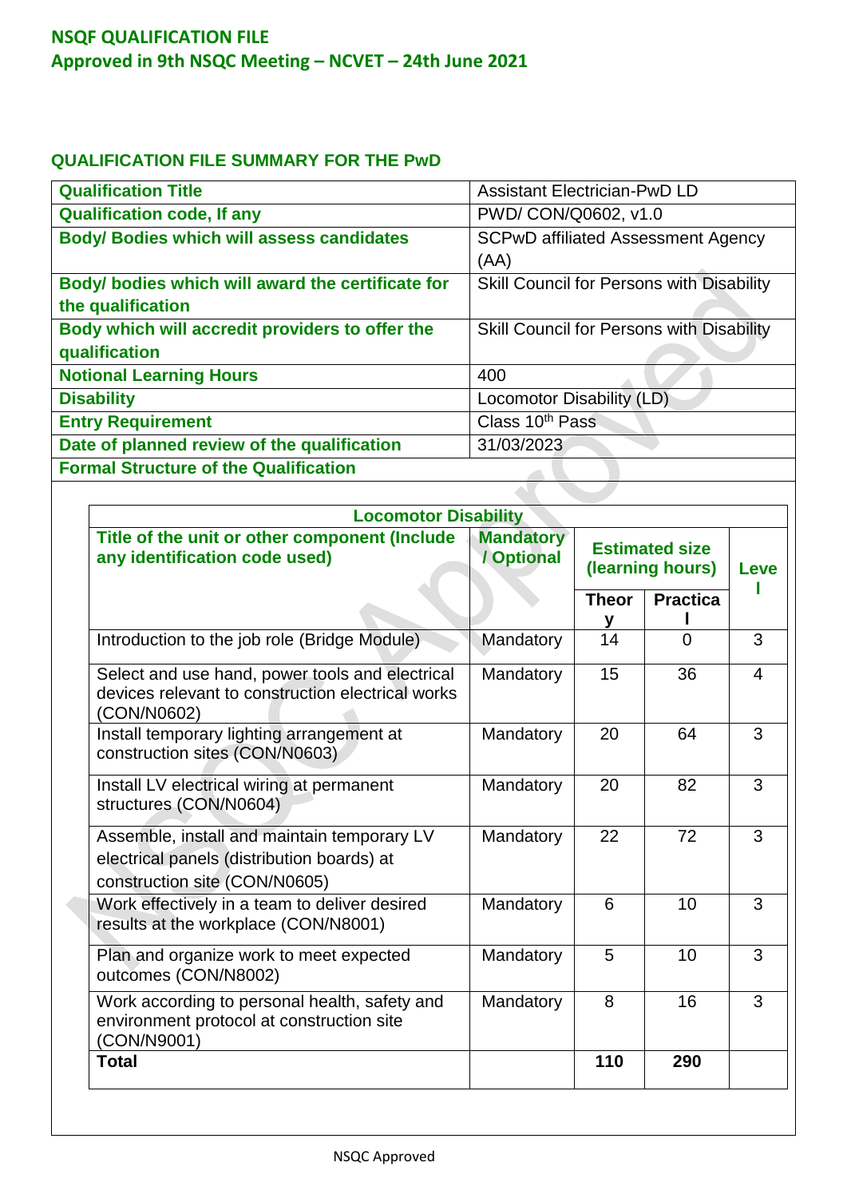## NSQF QUALIFICATION FILE
## Approved in 9th NSQC Meeting – NCVET – 24th June 2021

### QUALIFICATION FILE SUMMARY FOR THE PwD

| **Qualification Title** | Assistant Electrician-PwD LD |
|---|---|
| **Qualification code, If any** | PWD/ CON/Q0602, v1.0 |
| **Body/ Bodies which will assess candidates** | SCPwD affiliated Assessment Agency (AA) |
| **Body/ bodies which will award the certificate for the qualification** | Skill Council for Persons with Disability |
| **Body which will accredit providers to offer the qualification** | Skill Council for Persons with Disability |
| **Notional Learning Hours** | 400 |
| **Disability** | Locomotor Disability (LD) |
| **Entry Requirement** | Class 10th Pass |
| **Date of planned review of the qualification** | 31/03/2023 |
| **Formal Structure of the Qualification** | |

| **Locomotor Disability** | | | | |
|---|---|---|---|---|
| **Title of the unit or other component (Include any identification code used)** | **Mandatory / Optional** | **Estimated size (learning hours)** | | **Level** |
| | | **Theory** | **Practical** | |
| Introduction to the job role (Bridge Module) | Mandatory | 14 | 0 | 3 |
| Select and use hand, power tools and electrical devices relevant to construction electrical works (CON/N0602) | Mandatory | 15 | 36 | 4 |
| Install temporary lighting arrangement at construction sites (CON/N0603) | Mandatory | 20 | 64 | 3 |
| Install LV electrical wiring at permanent structures (CON/N0604) | Mandatory | 20 | 82 | 3 |
| Assemble, install and maintain temporary LV electrical panels (distribution boards) at construction site (CON/N0605) | Mandatory | 22 | 72 | 3 |
| Work effectively in a team to deliver desired results at the workplace (CON/N8001) | Mandatory | 6 | 10 | 3 |
| Plan and organize work to meet expected outcomes (CON/N8002) | Mandatory | 5 | 10 | 3 |
| Work according to personal health, safety and environment protocol at construction site (CON/N9001) | Mandatory | 8 | 16 | 3 |
| **Total** | | **110** | **290** | |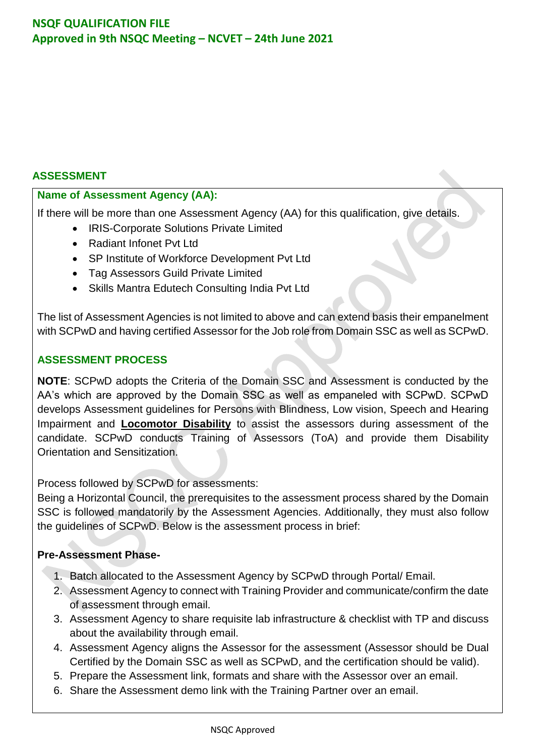## ASSESSMENT

**Name of Assessment Agency (AA):**

If there will be more than one Assessment Agency (AA) for this qualification, give details.

- IRIS-Corporate Solutions Private Limited
- Radiant Infonet Pvt Ltd
- SP Institute of Workforce Development Pvt Ltd
- Tag Assessors Guild Private Limited
- Skills Mantra Edutech Consulting India Pvt Ltd

The list of Assessment Agencies is not limited to above and can extend basis their empanelment with SCPwD and having certified Assessor for the Job role from Domain SSC as well as SCPwD.

### ASSESSMENT PROCESS

**NOTE**: SCPwD adopts the Criteria of the Domain SSC and Assessment is conducted by the AA's which are approved by the Domain SSC as well as empaneled with SCPwD. SCPwD develops Assessment guidelines for Persons with Blindness, Low vision, Speech and Hearing Impairment and **Locomotor Disability** to assist the assessors during assessment of the candidate. SCPwD conducts Training of Assessors (ToA) and provide them Disability Orientation and Sensitization.

Process followed by SCPwD for assessments:
Being a Horizontal Council, the prerequisites to the assessment process shared by the Domain SSC is followed mandatorily by the Assessment Agencies. Additionally, they must also follow the guidelines of SCPwD. Below is the assessment process in brief:

**Pre-Assessment Phase-**

1. Batch allocated to the Assessment Agency by SCPwD through Portal/ Email.
2. Assessment Agency to connect with Training Provider and communicate/confirm the date of assessment through email.
3. Assessment Agency to share requisite lab infrastructure & checklist with TP and discuss about the availability through email.
4. Assessment Agency aligns the Assessor for the assessment (Assessor should be Dual Certified by the Domain SSC as well as SCPwD, and the certification should be valid).
5. Prepare the Assessment link, formats and share with the Assessor over an email.
6. Share the Assessment demo link with the Training Partner over an email.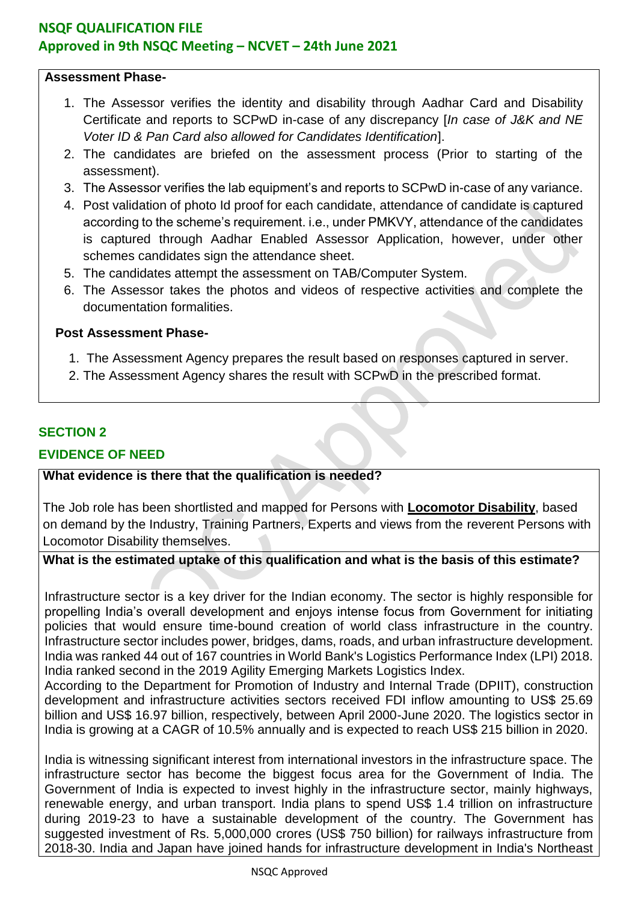**Assessment Phase-**

1. The Assessor verifies the identity and disability through Aadhar Card and Disability Certificate and reports to SCPwD in-case of any discrepancy [*In case of J&K and NE Voter ID & Pan Card also allowed for Candidates Identification*].
2. The candidates are briefed on the assessment process (Prior to starting of the assessment).
3. The Assessor verifies the lab equipment's and reports to SCPwD in-case of any variance.
4. Post validation of photo Id proof for each candidate, attendance of candidate is captured according to the scheme's requirement. i.e., under PMKVY, attendance of the candidates is captured through Aadhar Enabled Assessor Application, however, under other schemes candidates sign the attendance sheet.
5. The candidates attempt the assessment on TAB/Computer System.
6. The Assessor takes the photos and videos of respective activities and complete the documentation formalities.

**Post Assessment Phase-**

1. The Assessment Agency prepares the result based on responses captured in server.
2. The Assessment Agency shares the result with SCPwD in the prescribed format.

## SECTION 2

## EVIDENCE OF NEED

**What evidence is there that the qualification is needed?**

The Job role has been shortlisted and mapped for Persons with **Locomotor Disability**, based on demand by the Industry, Training Partners, Experts and views from the reverent Persons with Locomotor Disability themselves.

**What is the estimated uptake of this qualification and what is the basis of this estimate?**

Infrastructure sector is a key driver for the Indian economy. The sector is highly responsible for propelling India's overall development and enjoys intense focus from Government for initiating policies that would ensure time-bound creation of world class infrastructure in the country. Infrastructure sector includes power, bridges, dams, roads, and urban infrastructure development. India was ranked 44 out of 167 countries in World Bank's Logistics Performance Index (LPI) 2018. India ranked second in the 2019 Agility Emerging Markets Logistics Index.
According to the Department for Promotion of Industry and Internal Trade (DPIIT), construction development and infrastructure activities sectors received FDI inflow amounting to US$ 25.69 billion and US$ 16.97 billion, respectively, between April 2000-June 2020. The logistics sector in India is growing at a CAGR of 10.5% annually and is expected to reach US$ 215 billion in 2020.

India is witnessing significant interest from international investors in the infrastructure space. The infrastructure sector has become the biggest focus area for the Government of India. The Government of India is expected to invest highly in the infrastructure sector, mainly highways, renewable energy, and urban transport. India plans to spend US$ 1.4 trillion on infrastructure during 2019-23 to have a sustainable development of the country. The Government has suggested investment of Rs. 5,000,000 crores (US$ 750 billion) for railways infrastructure from 2018-30. India and Japan have joined hands for infrastructure development in India's Northeast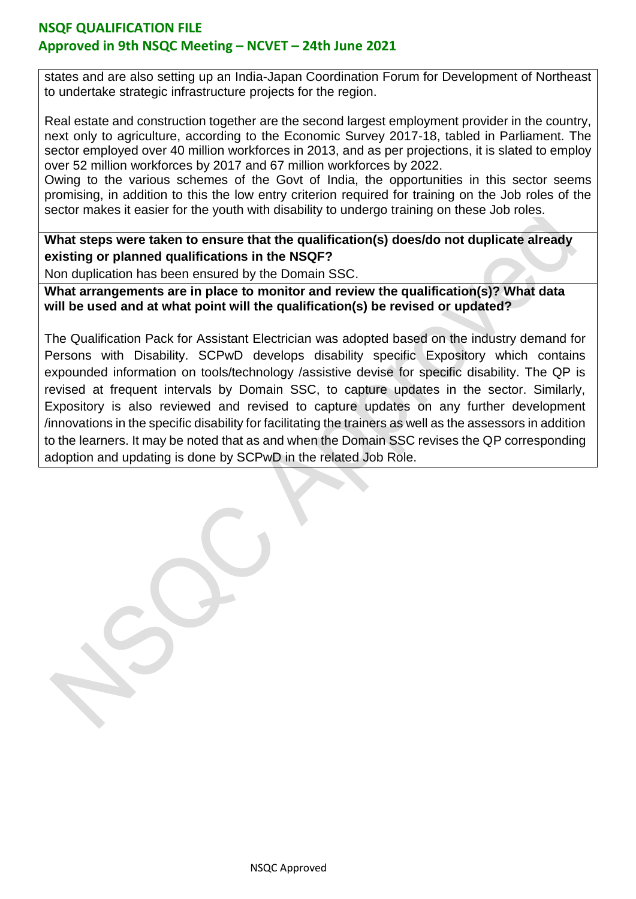states and are also setting up an India-Japan Coordination Forum for Development of Northeast to undertake strategic infrastructure projects for the region.

Real estate and construction together are the second largest employment provider in the country, next only to agriculture, according to the Economic Survey 2017-18, tabled in Parliament. The sector employed over 40 million workforces in 2013, and as per projections, it is slated to employ over 52 million workforces by 2017 and 67 million workforces by 2022.
Owing to the various schemes of the Govt of India, the opportunities in this sector seems promising, in addition to this the low entry criterion required for training on the Job roles of the sector makes it easier for the youth with disability to undergo training on these Job roles.

**What steps were taken to ensure that the qualification(s) does/do not duplicate already existing or planned qualifications in the NSQF?**

Non duplication has been ensured by the Domain SSC.

**What arrangements are in place to monitor and review the qualification(s)? What data will be used and at what point will the qualification(s) be revised or updated?**

The Qualification Pack for Assistant Electrician was adopted based on the industry demand for Persons with Disability. SCPwD develops disability specific Expository which contains expounded information on tools/technology /assistive devise for specific disability. The QP is revised at frequent intervals by Domain SSC, to capture updates in the sector. Similarly, Expository is also reviewed and revised to capture updates on any further development /innovations in the specific disability for facilitating the trainers as well as the assessors in addition to the learners. It may be noted that as and when the Domain SSC revises the QP corresponding adoption and updating is done by SCPwD in the related Job Role.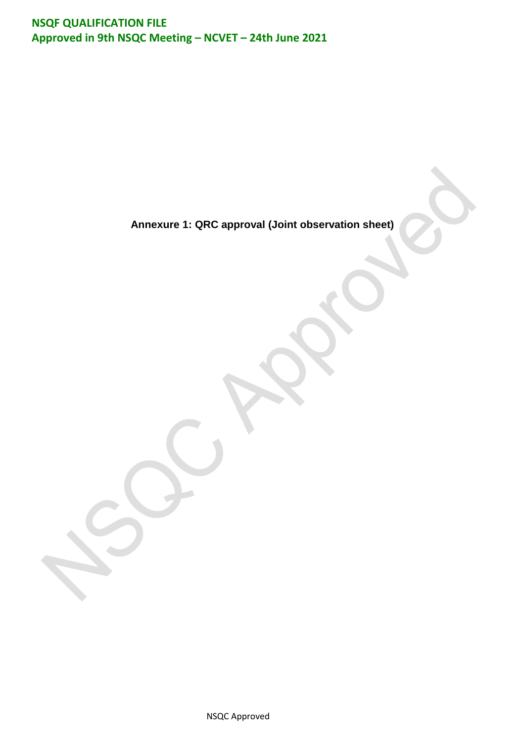**Annexure 1: QRC approval (Joint observation sheet)**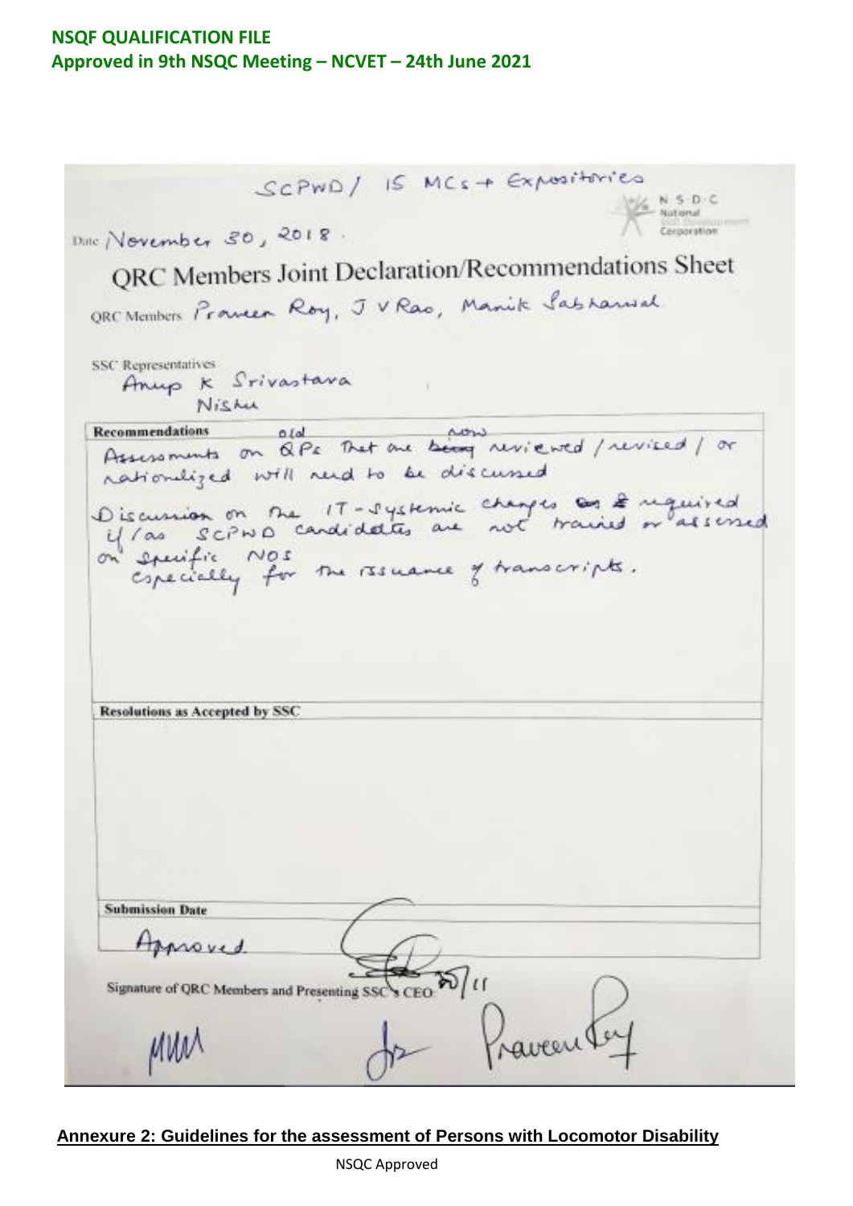**NSQF QUALIFICATION FILE**
**Approved in 9th NSQC Meeting – NCVET – 24th June 2021**

SCPWD / 15 MCs + Expositories

N·S·D·C National Skill Development Corporation

Date November 30, 2018.

## QRC Members Joint Declaration/Recommendations Sheet

QRC Members Praveen Roy, J V Rao, Manik Sabharwal

SSC Representatives
Anup K Srivastava
Nishu

**Recommendations**

Assessments on old QPs that are now reviewed / revised / or rationalized will need to be discussed

Discussion on the IT-Systemic changes & required if / as SCPWD candidates are not trained or assessed on specific NOS especially for the issuance of transcripts.

**Resolutions as Accepted by SSC**

**Submission Date**

Approved.

Signature of QRC Members and Presenting SSC's CEO: 30/11

[signatures] Praveen Roy

**Annexure 2: Guidelines for the assessment of Persons with Locomotor Disability**

NSQC Approved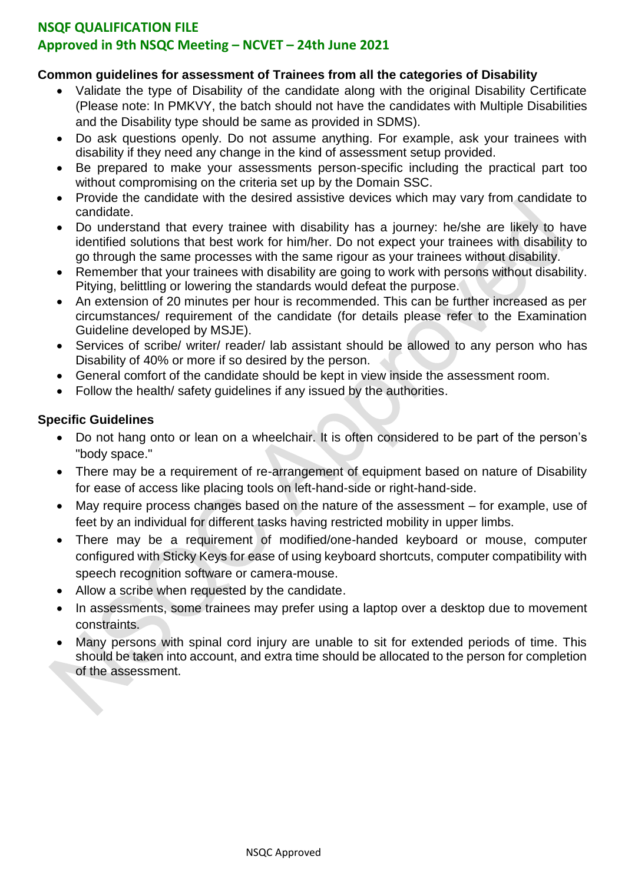**Common guidelines for assessment of Trainees from all the categories of Disability**

- Validate the type of Disability of the candidate along with the original Disability Certificate (Please note: In PMKVY, the batch should not have the candidates with Multiple Disabilities and the Disability type should be same as provided in SDMS).
- Do ask questions openly. Do not assume anything. For example, ask your trainees with disability if they need any change in the kind of assessment setup provided.
- Be prepared to make your assessments person-specific including the practical part too without compromising on the criteria set up by the Domain SSC.
- Provide the candidate with the desired assistive devices which may vary from candidate to candidate.
- Do understand that every trainee with disability has a journey: he/she are likely to have identified solutions that best work for him/her. Do not expect your trainees with disability to go through the same processes with the same rigour as your trainees without disability.
- Remember that your trainees with disability are going to work with persons without disability. Pitying, belittling or lowering the standards would defeat the purpose.
- An extension of 20 minutes per hour is recommended. This can be further increased as per circumstances/ requirement of the candidate (for details please refer to the Examination Guideline developed by MSJE).
- Services of scribe/ writer/ reader/ lab assistant should be allowed to any person who has Disability of 40% or more if so desired by the person.
- General comfort of the candidate should be kept in view inside the assessment room.
- Follow the health/ safety guidelines if any issued by the authorities.

**Specific Guidelines**

- Do not hang onto or lean on a wheelchair. It is often considered to be part of the person's "body space."
- There may be a requirement of re-arrangement of equipment based on nature of Disability for ease of access like placing tools on left-hand-side or right-hand-side.
- May require process changes based on the nature of the assessment – for example, use of feet by an individual for different tasks having restricted mobility in upper limbs.
- There may be a requirement of modified/one-handed keyboard or mouse, computer configured with Sticky Keys for ease of using keyboard shortcuts, computer compatibility with speech recognition software or camera-mouse.
- Allow a scribe when requested by the candidate.
- In assessments, some trainees may prefer using a laptop over a desktop due to movement constraints.
- Many persons with spinal cord injury are unable to sit for extended periods of time. This should be taken into account, and extra time should be allocated to the person for completion of the assessment.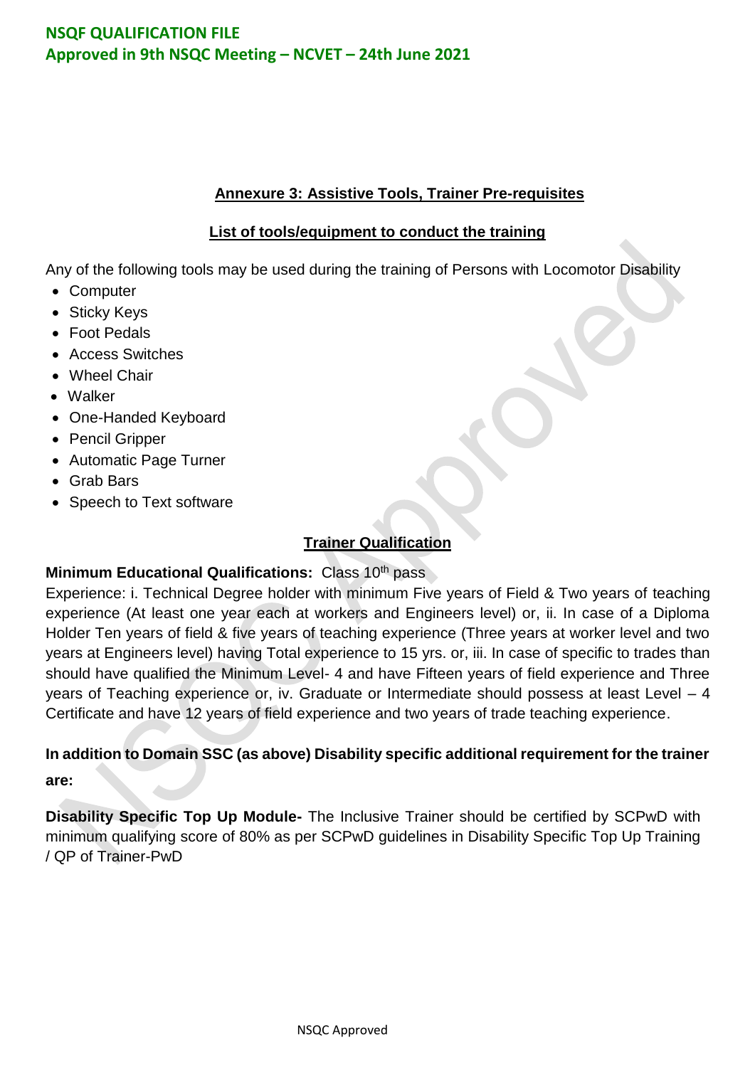## Annexure 3: Assistive Tools, Trainer Pre-requisites

### List of tools/equipment to conduct the training

Any of the following tools may be used during the training of Persons with Locomotor Disability

- Computer
- Sticky Keys
- Foot Pedals
- Access Switches
- Wheel Chair
- Walker
- One-Handed Keyboard
- Pencil Gripper
- Automatic Page Turner
- Grab Bars
- Speech to Text software

### Trainer Qualification

**Minimum Educational Qualifications:** Class 10th pass

Experience: i. Technical Degree holder with minimum Five years of Field & Two years of teaching experience (At least one year each at workers and Engineers level) or, ii. In case of a Diploma Holder Ten years of field & five years of teaching experience (Three years at worker level and two years at Engineers level) having Total experience to 15 yrs. or, iii. In case of specific to trades than should have qualified the Minimum Level- 4 and have Fifteen years of field experience and Three years of Teaching experience or, iv. Graduate or Intermediate should possess at least Level – 4 Certificate and have 12 years of field experience and two years of trade teaching experience.

**In addition to Domain SSC (as above) Disability specific additional requirement for the trainer are:**

**Disability Specific Top Up Module-** The Inclusive Trainer should be certified by SCPwD with minimum qualifying score of 80% as per SCPwD guidelines in Disability Specific Top Up Training / QP of Trainer-PwD